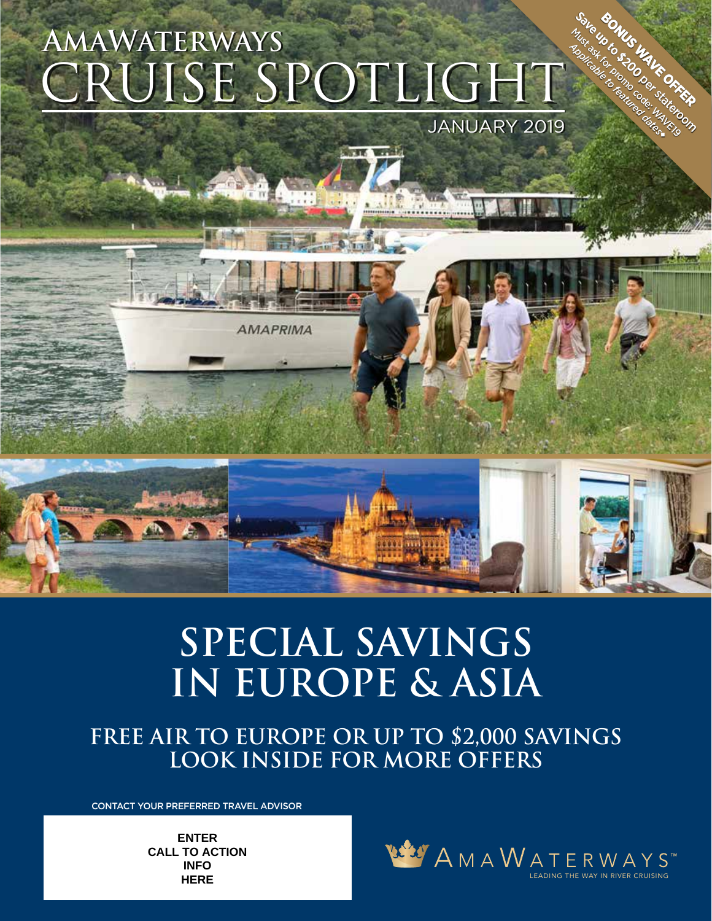# AMAWATERWAYS CRUISE SPOTLIGHT

JANUARY 2019

**BONUS WAVE OFFER**
**Save up to $200 per stateroom**
Must ask for promo code: WAVE19
Applicable to featured dates◆

AMAPRIMA

# SPECIAL SAVINGS IN EUROPE & ASIA

## FREE AIR TO EUROPE OR UP TO $2,000 SAVINGS
## LOOK INSIDE FOR MORE OFFERS

CONTACT YOUR PREFERRED TRAVEL ADVISOR

**ENTER CALL TO ACTION INFO HERE**

AMAWATERWAYS™
LEADING THE WAY IN RIVER CRUISING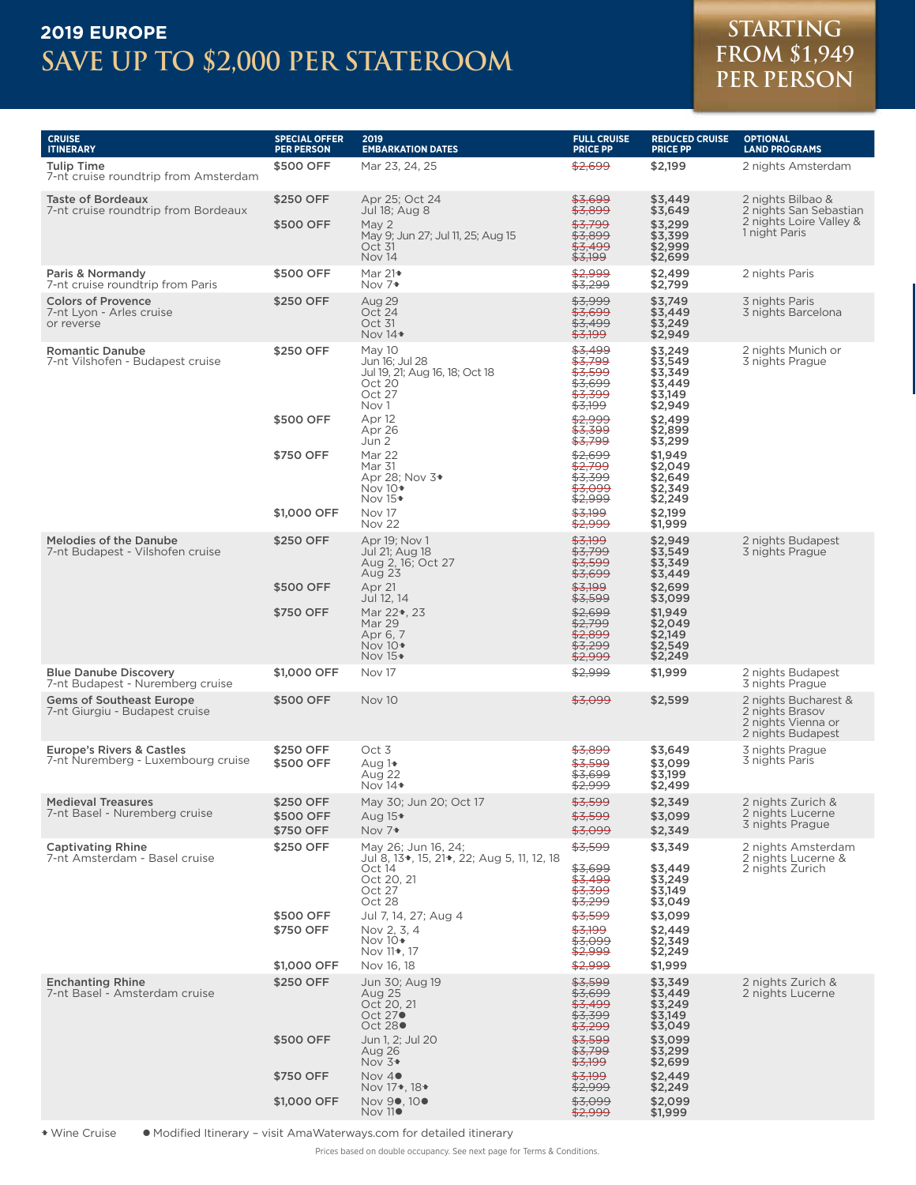## 2019 EUROPE

# SAVE UP TO $2,000 PER STATEROOM

**STARTING FROM $1,949 PER PERSON**

| CRUISE ITINERARY | SPECIAL OFFER PER PERSON | 2019 EMBARKATION DATES | FULL CRUISE PRICE PP | REDUCED CRUISE PRICE PP | OPTIONAL LAND PROGRAMS |
|---|---|---|---|---|---|
| **Tulip Time** 7-nt cruise roundtrip from Amsterdam | $500 OFF | Mar 23, 24, 25 | ~~$2,699~~ | $2,199 | 2 nights Amsterdam |
| **Taste of Bordeaux** 7-nt cruise roundtrip from Bordeaux | $250 OFF | Apr 25; Oct 24 | ~~$3,699~~ | $3,449 | 2 nights Bilbao & 2 nights San Sebastian 2 nights Loire Valley & 1 night Paris |
| | | Jul 18; Aug 8 | ~~$3,899~~ | $3,649 | |
| | $500 OFF | May 2 | ~~$3,799~~ | $3,299 | |
| | | May 9; Jun 27; Jul 11, 25; Aug 15 | ~~$3,899~~ | $3,399 | |
| | | Oct 31 | ~~$3,499~~ | $2,999 | |
| | | Nov 14 | ~~$3,199~~ | $2,699 | |
| **Paris & Normandy** 7-nt cruise roundtrip from Paris | $500 OFF | Mar 21♦ | ~~$2,999~~ | $2,499 | 2 nights Paris |
| | | Nov 7♦ | ~~$3,299~~ | $2,799 | |
| **Colors of Provence** 7-nt Lyon - Arles cruise or reverse | $250 OFF | Aug 29 | ~~$3,999~~ | $3,749 | 3 nights Paris 3 nights Barcelona |
| | | Oct 24 | ~~$3,699~~ | $3,449 | |
| | | Oct 31 | ~~$3,499~~ | $3,249 | |
| | | Nov 14♦ | ~~$3,199~~ | $2,949 | |
| **Romantic Danube** 7-nt Vilshofen - Budapest cruise | $250 OFF | May 10 | ~~$3,499~~ | $3,249 | 2 nights Munich or 3 nights Prague |
| | | Jun 16; Jul 28 | ~~$3,799~~ | $3,549 | |
| | | Jul 19, 21; Aug 16, 18; Oct 18 | ~~$3,599~~ | $3,349 | |
| | | Oct 20 | ~~$3,699~~ | $3,449 | |
| | | Oct 27 | ~~$3,399~~ | $3,149 | |
| | | Nov 1 | ~~$3,199~~ | $2,949 | |
| | $500 OFF | Apr 12 | ~~$2,999~~ | $2,499 | |
| | | Apr 26 | ~~$3,399~~ | $2,899 | |
| | | Jun 2 | ~~$3,799~~ | $3,299 | |
| | $750 OFF | Mar 22 | ~~$2,699~~ | $1,949 | |
| | | Mar 31 | ~~$2,799~~ | $2,049 | |
| | | Apr 28; Nov 3♦ | ~~$3,399~~ | $2,649 | |
| | | Nov 10♦ | ~~$3,099~~ | $2,349 | |
| | | Nov 15♦ | ~~$2,999~~ | $2,249 | |
| | $1,000 OFF | Nov 17 | ~~$3,199~~ | $2,199 | |
| | | Nov 22 | ~~$2,999~~ | $1,999 | |
| **Melodies of the Danube** 7-nt Budapest - Vilshofen cruise | $250 OFF | Apr 19; Nov 1 | ~~$3,199~~ | $2,949 | 2 nights Budapest 3 nights Prague |
| | | Jul 21; Aug 18 | ~~$3,799~~ | $3,549 | |
| | | Aug 2, 16; Oct 27 | ~~$3,599~~ | $3,349 | |
| | | Aug 23 | ~~$3,699~~ | $3,449 | |
| | $500 OFF | Apr 21 | ~~$3,199~~ | $2,699 | |
| | | Jul 12, 14 | ~~$3,599~~ | $3,099 | |
| | $750 OFF | Mar 22♦, 23 | ~~$2,699~~ | $1,949 | |
| | | Mar 29 | ~~$2,799~~ | $2,049 | |
| | | Apr 6, 7 | ~~$2,899~~ | $2,149 | |
| | | Nov 10♦ | ~~$3,299~~ | $2,549 | |
| | | Nov 15♦ | ~~$2,999~~ | $2,249 | |
| **Blue Danube Discovery** 7-nt Budapest - Nuremberg cruise | $1,000 OFF | Nov 17 | ~~$2,999~~ | $1,999 | 2 nights Budapest 3 nights Prague |
| **Gems of Southeast Europe** 7-nt Giurgiu - Budapest cruise | $500 OFF | Nov 10 | ~~$3,099~~ | $2,599 | 2 nights Bucharest & 2 nights Brasov 2 nights Vienna or 2 nights Budapest |
| **Europe's Rivers & Castles** 7-nt Nuremberg - Luxembourg cruise | $250 OFF | Oct 3 | ~~$3,899~~ | $3,649 | 3 nights Prague 3 nights Paris |
| | $500 OFF | Aug 1♦ | ~~$3,599~~ | $3,099 | |
| | | Aug 22 | ~~$3,699~~ | $3,199 | |
| | | Nov 14♦ | ~~$2,999~~ | $2,499 | |
| **Medieval Treasures** 7-nt Basel - Nuremberg cruise | $250 OFF | May 30; Jun 20; Oct 17 | ~~$3,599~~ | $2,349 | 2 nights Zurich & 2 nights Lucerne 3 nights Prague |
| | $500 OFF | Aug 15♦ | ~~$3,599~~ | $3,099 | |
| | $750 OFF | Nov 7♦ | ~~$3,099~~ | $2,349 | |
| **Captivating Rhine** 7-nt Amsterdam - Basel cruise | $250 OFF | May 26; Jun 16, 24; Jul 8, 13♦, 15, 21♦, 22; Aug 5, 11, 12, 18 | ~~$3,599~~ | $3,349 | 2 nights Amsterdam 2 nights Lucerne & 2 nights Zurich |
| | | Oct 14 | ~~$3,699~~ | $3,449 | |
| | | Oct 20, 21 | ~~$3,499~~ | $3,249 | |
| | | Oct 27 | ~~$3,399~~ | $3,149 | |
| | | Oct 28 | ~~$3,299~~ | $3,049 | |
| | $500 OFF | Jul 7, 14, 27; Aug 4 | ~~$3,599~~ | $3,099 | |
| | $750 OFF | Nov 2, 3, 4 | ~~$3,199~~ | $2,449 | |
| | | Nov 10♦ | ~~$3,099~~ | $2,349 | |
| | | Nov 11♦, 17 | ~~$2,999~~ | $2,249 | |
| | $1,000 OFF | Nov 16, 18 | ~~$2,999~~ | $1,999 | |
| **Enchanting Rhine** 7-nt Basel - Amsterdam cruise | $250 OFF | Jun 30; Aug 19 | ~~$3,599~~ | $3,349 | 2 nights Zurich & 2 nights Lucerne |
| | | Aug 25 | ~~$3,699~~ | $3,449 | |
| | | Oct 20, 21 | ~~$3,499~~ | $3,249 | |
| | | Oct 27● | ~~$3,399~~ | $3,149 | |
| | | Oct 28● | ~~$3,299~~ | $3,049 | |
| | $500 OFF | Jun 1, 2; Jul 20 | ~~$3,599~~ | $3,099 | |
| | | Aug 26 | ~~$3,799~~ | $3,299 | |
| | | Nov 3♦ | ~~$3,199~~ | $2,699 | |
| | $750 OFF | Nov 4● | ~~$3,199~~ | $2,449 | |
| | | Nov 17♦, 18♦ | ~~$2,999~~ | $2,249 | |
| | $1,000 OFF | Nov 9●, 10● | ~~$3,099~~ | $2,099 | |
| | | Nov 11● | ~~$2,999~~ | $1,999 | |

♦ Wine Cruise ● Modified Itinerary – visit AmaWaterways.com for detailed itinerary

Prices based on double occupancy. See next page for Terms & Conditions.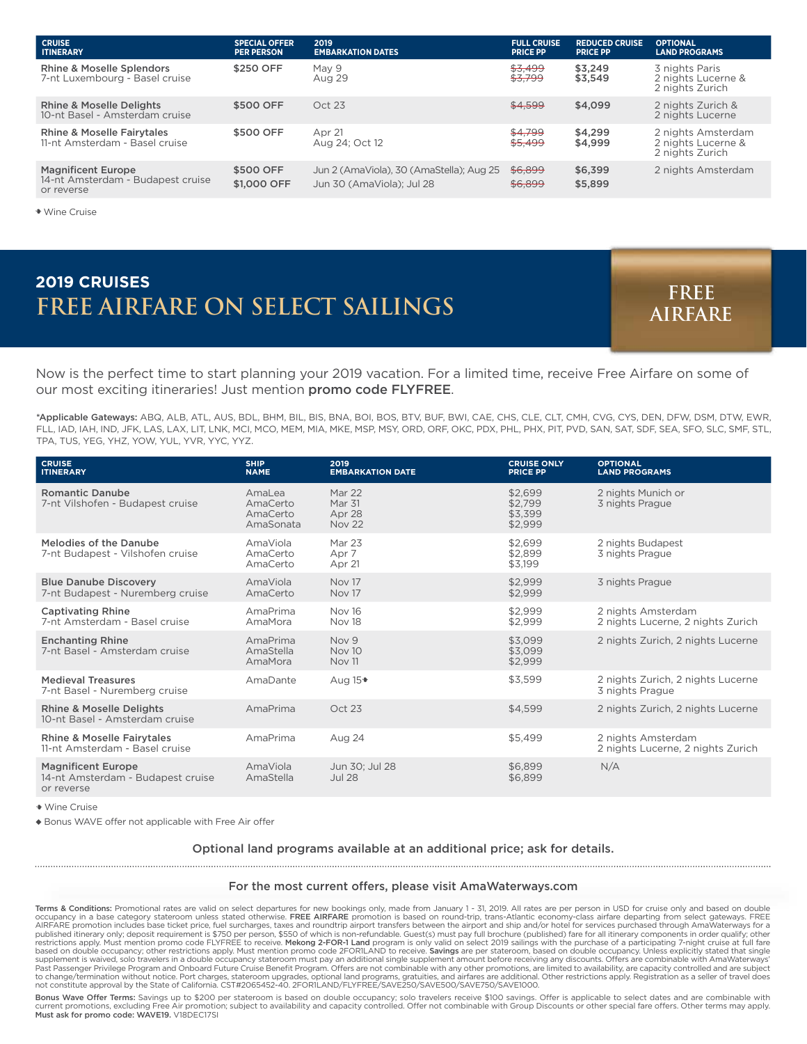| CRUISE ITINERARY | SPECIAL OFFER PER PERSON | 2019 EMBARKATION DATES | FULL CRUISE PRICE PP | REDUCED CRUISE PRICE PP | OPTIONAL LAND PROGRAMS |
|---|---|---|---|---|---|
| **Rhine & Moselle Splendors** 7-nt Luxembourg - Basel cruise | **$250 OFF** | May 9<br>Aug 29 | ~~$3,499~~<br>~~$3,799~~ | **$3,249**<br>**$3,549** | 3 nights Paris<br>2 nights Lucerne &<br>2 nights Zurich |
| **Rhine & Moselle Delights** 10-nt Basel - Amsterdam cruise | **$500 OFF** | Oct 23 | ~~$4,599~~ | **$4,099** | 2 nights Zurich &<br>2 nights Lucerne |
| **Rhine & Moselle Fairytales** 11-nt Amsterdam - Basel cruise | **$500 OFF** | Apr 21<br>Aug 24; Oct 12 | ~~$4,799~~<br>~~$5,499~~ | **$4,299**<br>**$4,999** | 2 nights Amsterdam<br>2 nights Lucerne &<br>2 nights Zurich |
| **Magnificent Europe** 14-nt Amsterdam - Budapest cruise or reverse | **$500 OFF**<br>**$1,000 OFF** | Jun 2 (AmaViola), 30 (AmaStella); Aug 25<br>Jun 30 (AmaViola); Jul 28 | ~~$6,899~~<br>~~$6,899~~ | **$6,399**<br>**$5,899** | 2 nights Amsterdam |

✦ Wine Cruise

## 2019 CRUISES
# FREE AIRFARE ON SELECT SAILINGS

FREE AIRFARE

Now is the perfect time to start planning your 2019 vacation. For a limited time, receive Free Airfare on some of our most exciting itineraries! Just mention **promo code FLYFREE**.

***Applicable Gateways:** ABQ, ALB, ATL, AUS, BDL, BHM, BIL, BIS, BNA, BOI, BOS, BTV, BUF, BWI, CAE, CHS, CLE, CLT, CMH, CVG, CYS, DEN, DFW, DSM, DTW, EWR, FLL, IAD, IAH, IND, JFK, LAS, LAX, LIT, LNK, MCI, MCO, MEM, MIA, MKE, MSP, MSY, ORD, ORF, OKC, PDX, PHL, PHX, PIT, PVD, SAN, SAT, SDF, SEA, SFO, SLC, SMF, STL, TPA, TUS, YEG, YHZ, YOW, YUL, YVR, YYC, YYZ.

| CRUISE ITINERARY | SHIP NAME | 2019 EMBARKATION DATE | CRUISE ONLY PRICE PP | OPTIONAL LAND PROGRAMS |
|---|---|---|---|---|
| **Romantic Danube** 7-nt Vilshofen - Budapest cruise | AmaLea<br>AmaCerto<br>AmaCerto<br>AmaSonata | Mar 22<br>Mar 31<br>Apr 28<br>Nov 22 | $2,699<br>$2,799<br>$3,399<br>$2,999 | 2 nights Munich or<br>3 nights Prague |
| **Melodies of the Danube** 7-nt Budapest - Vilshofen cruise | AmaViola<br>AmaCerto<br>AmaCerto | Mar 23<br>Apr 7<br>Apr 21 | $2,699<br>$2,899<br>$3,199 | 2 nights Budapest<br>3 nights Prague |
| **Blue Danube Discovery** 7-nt Budapest - Nuremberg cruise | AmaViola<br>AmaCerto | Nov 17<br>Nov 17 | $2,999<br>$2,999 | 3 nights Prague |
| **Captivating Rhine** 7-nt Amsterdam - Basel cruise | AmaPrima<br>AmaMora | Nov 16<br>Nov 18 | $2,999<br>$2,999 | 2 nights Amsterdam<br>2 nights Lucerne, 2 nights Zurich |
| **Enchanting Rhine** 7-nt Basel - Amsterdam cruise | AmaPrima<br>AmaStella<br>AmaMora | Nov 9<br>Nov 10<br>Nov 11 | $3,099<br>$3,099<br>$2,999 | 2 nights Zurich, 2 nights Lucerne |
| **Medieval Treasures** 7-nt Basel - Nuremberg cruise | AmaDante | Aug 15✦ | $3,599 | 2 nights Zurich, 2 nights Lucerne<br>3 nights Prague |
| **Rhine & Moselle Delights** 10-nt Basel - Amsterdam cruise | AmaPrima | Oct 23 | $4,599 | 2 nights Zurich, 2 nights Lucerne |
| **Rhine & Moselle Fairytales** 11-nt Amsterdam - Basel cruise | AmaPrima | Aug 24 | $5,499 | 2 nights Amsterdam<br>2 nights Lucerne, 2 nights Zurich |
| **Magnificent Europe** 14-nt Amsterdam - Budapest cruise or reverse | AmaViola<br>AmaStella | Jun 30; Jul 28<br>Jul 28 | $6,899<br>$6,899 | N/A |

✦ Wine Cruise

◆ Bonus WAVE offer not applicable with Free Air offer

**Optional land programs available at an additional price; ask for details.**

**For the most current offers, please visit AmaWaterways.com**

**Terms & Conditions:** Promotional rates are valid on select departures for new bookings only, made from January 1 - 31, 2019. All rates are per person in USD for cruise only and based on double occupancy in a base category stateroom unless stated otherwise. **FREE AIRFARE** promotion is based on round-trip, trans-Atlantic economy-class airfare departing from select gateways. FREE AIRFARE promotion includes base ticket price, fuel surcharges, taxes and roundtrip airport transfers between the airport and ship and/or hotel for services purchased through AmaWaterways for a published itinerary only; deposit requirement is $750 per person, $550 of which is non-refundable. Guest(s) must pay full brochure (published) fare for all itinerary components in order qualify; other restrictions apply. Must mention promo code FLYFREE to receive. **Mekong 2-FOR-1 Land** program is only valid on select 2019 sailings with the purchase of a participating 7-night cruise at full fare based on double occupancy; other restrictions apply. Must mention promo code 2FOR1LAND to receive. **Savings** are per stateroom, based on double occupancy. Unless explicitly stated that single supplement is waived, solo travelers in a double occupancy stateroom must pay an additional single supplement amount before receiving any discounts. Offers are combinable with AmaWaterways' Past Passenger Privilege Program and Onboard Future Cruise Benefit Program. Offers are not combinable with any other promotions, are limited to availability, are capacity controlled and are subject to change/termination without notice. Port charges, stateroom upgrades, optional land programs, gratuities, and airfares are additional. Other restrictions apply. Registration as a seller of travel does not constitute approval by the State of California. CST#2065452-40. 2FOR1LAND/FLYFREE/SAVE250/SAVE500/SAVE750/SAVE1000.

**Bonus Wave Offer Terms:** Savings up to $200 per stateroom is based on double occupancy; solo travelers receive $100 savings. Offer is applicable to select dates and are combinable with current promotions, excluding Free Air promotion; subject to availability and capacity controlled. Offer not combinable with Group Discounts or other special fare offers. Other terms may apply. **Must ask for promo code: WAVE19.** V18DEC17SI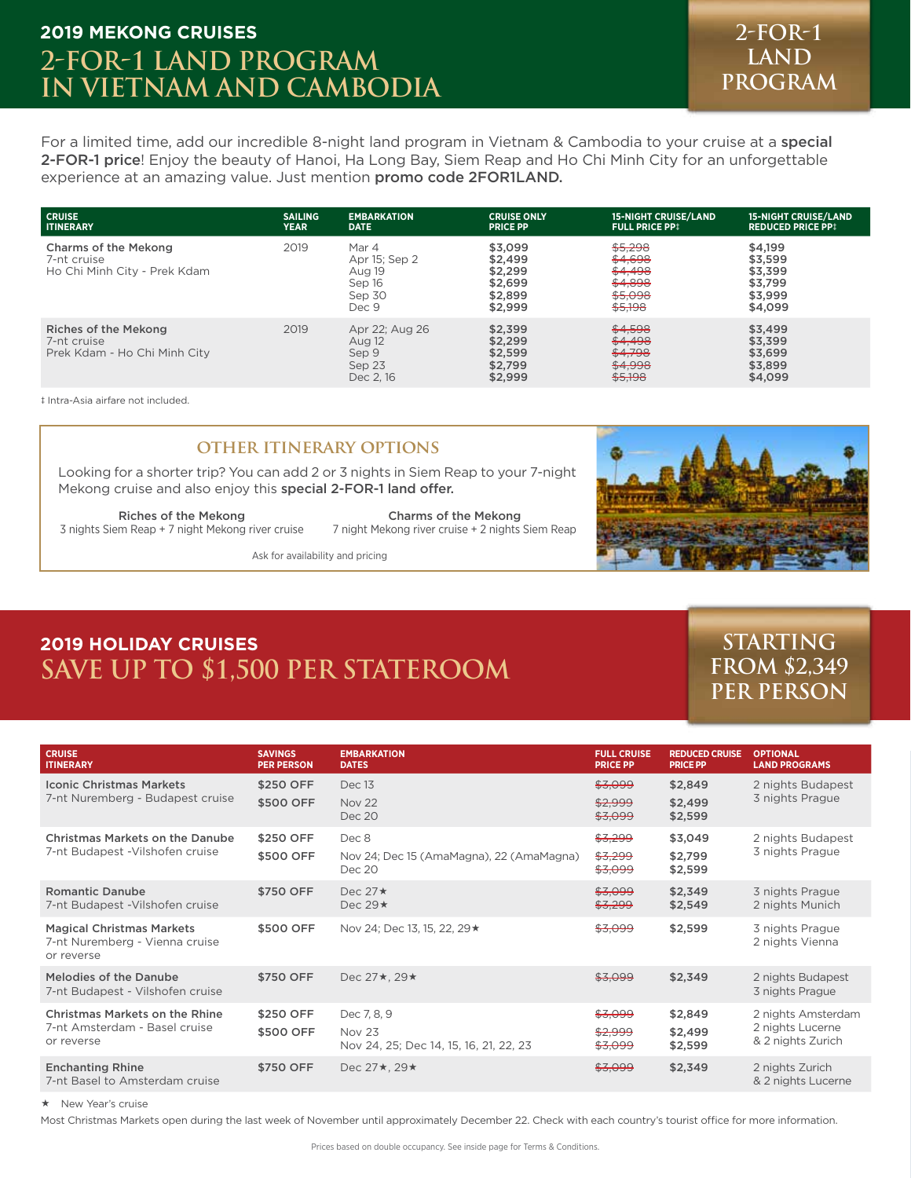## 2019 MEKONG CRUISES

# 2-FOR-1 LAND PROGRAM IN VIETNAM AND CAMBODIA

**2-FOR-1 LAND PROGRAM**

For a limited time, add our incredible 8-night land program in Vietnam & Cambodia to your cruise at a **special 2-FOR-1 price**! Enjoy the beauty of Hanoi, Ha Long Bay, Siem Reap and Ho Chi Minh City for an unforgettable experience at an amazing value. Just mention **promo code 2FOR1LAND.**

| CRUISE ITINERARY | SAILING YEAR | EMBARKATION DATE | CRUISE ONLY PRICE PP | 15-NIGHT CRUISE/LAND FULL PRICE PP‡ | 15-NIGHT CRUISE/LAND REDUCED PRICE PP‡ |
|---|---|---|---|---|---|
| **Charms of the Mekong** 7-nt cruise Ho Chi Minh City - Prek Kdam | 2019 | Mar 4<br>Apr 15; Sep 2<br>Aug 19<br>Sep 16<br>Sep 30<br>Dec 9 | $3,099<br>$2,499<br>$2,299<br>$2,699<br>$2,899<br>$2,999 | ~~$5,298~~<br>~~$4,698~~<br>~~$4,498~~<br>~~$4,898~~<br>~~$5,098~~<br>~~$5,198~~ | $4,199<br>$3,599<br>$3,399<br>$3,799<br>$3,999<br>$4,099 |
| **Riches of the Mekong** 7-nt cruise Prek Kdam - Ho Chi Minh City | 2019 | Apr 22; Aug 26<br>Aug 12<br>Sep 9<br>Sep 23<br>Dec 2, 16 | $2,399<br>$2,299<br>$2,599<br>$2,799<br>$2,999 | ~~$4,598~~<br>~~$4,498~~<br>~~$4,798~~<br>~~$4,998~~<br>~~$5,198~~ | $3,499<br>$3,399<br>$3,699<br>$3,899<br>$4,099 |

‡ Intra-Asia airfare not included.

### OTHER ITINERARY OPTIONS

Looking for a shorter trip? You can add 2 or 3 nights in Siem Reap to your 7-night Mekong cruise and also enjoy this **special 2-FOR-1 land offer.**

**Riches of the Mekong**
3 nights Siem Reap + 7 night Mekong river cruise

**Charms of the Mekong**
7 night Mekong river cruise + 2 nights Siem Reap

Ask for availability and pricing

## 2019 HOLIDAY CRUISES

# SAVE UP TO $1,500 PER STATEROOM

**STARTING FROM $2,349 PER PERSON**

| CRUISE ITINERARY | SAVINGS PER PERSON | EMBARKATION DATES | FULL CRUISE PRICE PP | REDUCED CRUISE PRICE PP | OPTIONAL LAND PROGRAMS |
|---|---|---|---|---|---|
| **Iconic Christmas Markets** 7-nt Nuremberg - Budapest cruise | $250 OFF<br>$500 OFF | Dec 13<br>Nov 22<br>Dec 20 | ~~$3,099~~<br>~~$2,999~~<br>~~$3,099~~ | $2,849<br>$2,499<br>$2,599 | 2 nights Budapest<br>3 nights Prague |
| **Christmas Markets on the Danube** 7-nt Budapest -Vilshofen cruise | $250 OFF<br>$500 OFF | Dec 8<br>Nov 24; Dec 15 (AmaMagna), 22 (AmaMagna)<br>Dec 20 | ~~$3,299~~<br>~~$3,299~~<br>~~$3,099~~ | $3,049<br>$2,799<br>$2,599 | 2 nights Budapest<br>3 nights Prague |
| **Romantic Danube** 7-nt Budapest -Vilshofen cruise | $750 OFF | Dec 27★<br>Dec 29★ | ~~$3,099~~<br>~~$3,299~~ | $2,349<br>$2,549 | 3 nights Prague<br>2 nights Munich |
| **Magical Christmas Markets** 7-nt Nuremberg - Vienna cruise or reverse | $500 OFF | Nov 24; Dec 13, 15, 22, 29★ | ~~$3,099~~ | $2,599 | 3 nights Prague<br>2 nights Vienna |
| **Melodies of the Danube** 7-nt Budapest - Vilshofen cruise | $750 OFF | Dec 27★, 29★ | ~~$3,099~~ | $2,349 | 2 nights Budapest<br>3 nights Prague |
| **Christmas Markets on the Rhine** 7-nt Amsterdam - Basel cruise or reverse | $250 OFF<br>$500 OFF | Dec 7, 8, 9<br>Nov 23<br>Nov 24, 25; Dec 14, 15, 16, 21, 22, 23 | ~~$3,099~~<br>~~$2,999~~<br>~~$3,099~~ | $2,849<br>$2,499<br>$2,599 | 2 nights Amsterdam<br>2 nights Lucerne<br>& 2 nights Zurich |
| **Enchanting Rhine** 7-nt Basel to Amsterdam cruise | $750 OFF | Dec 27★, 29★ | ~~$3,099~~ | $2,349 | 2 nights Zurich<br>& 2 nights Lucerne |

★ New Year's cruise

Most Christmas Markets open during the last week of November until approximately December 22. Check with each country's tourist office for more information.

Prices based on double occupancy. See inside page for Terms & Conditions.